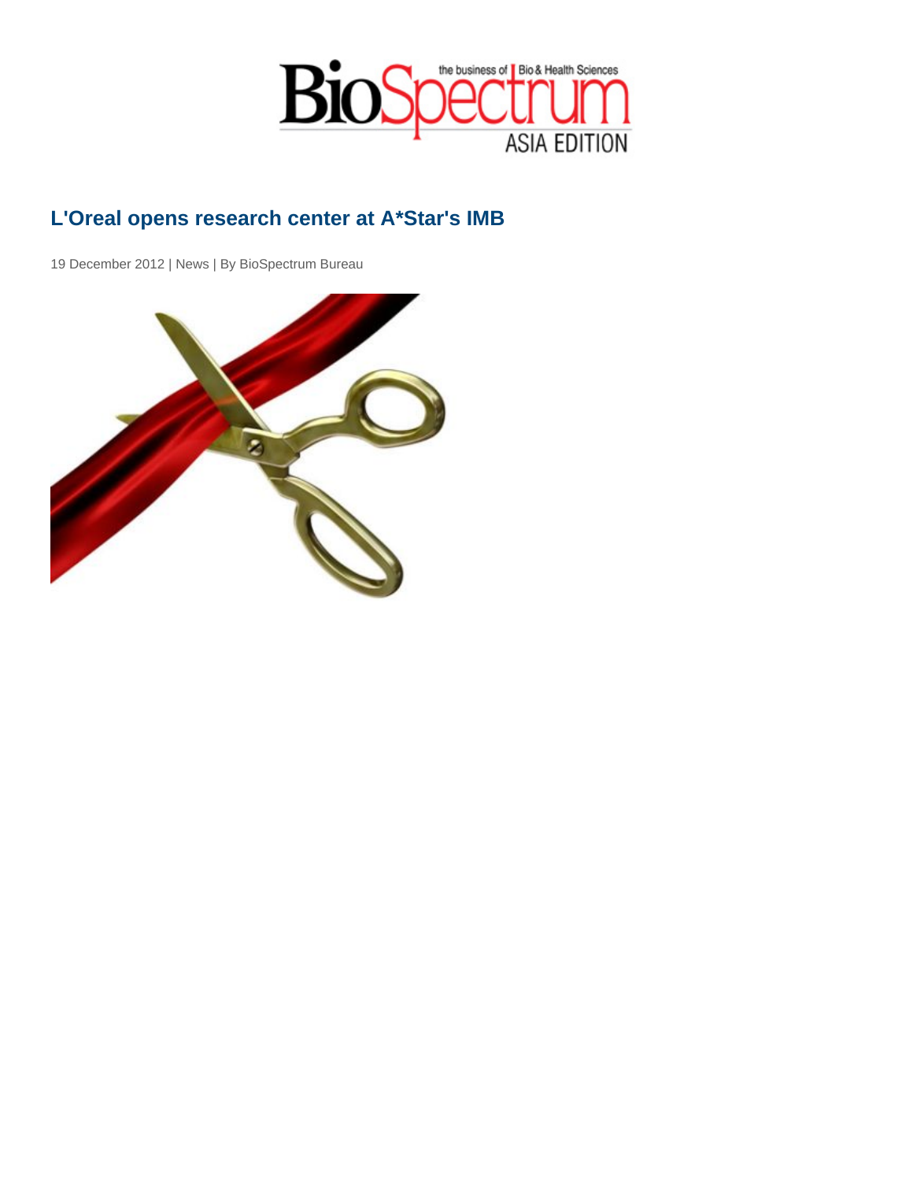# L'Oreal opens research center at A*Star's IMB

19 December 2012 | News | By BioSpectrum Bureau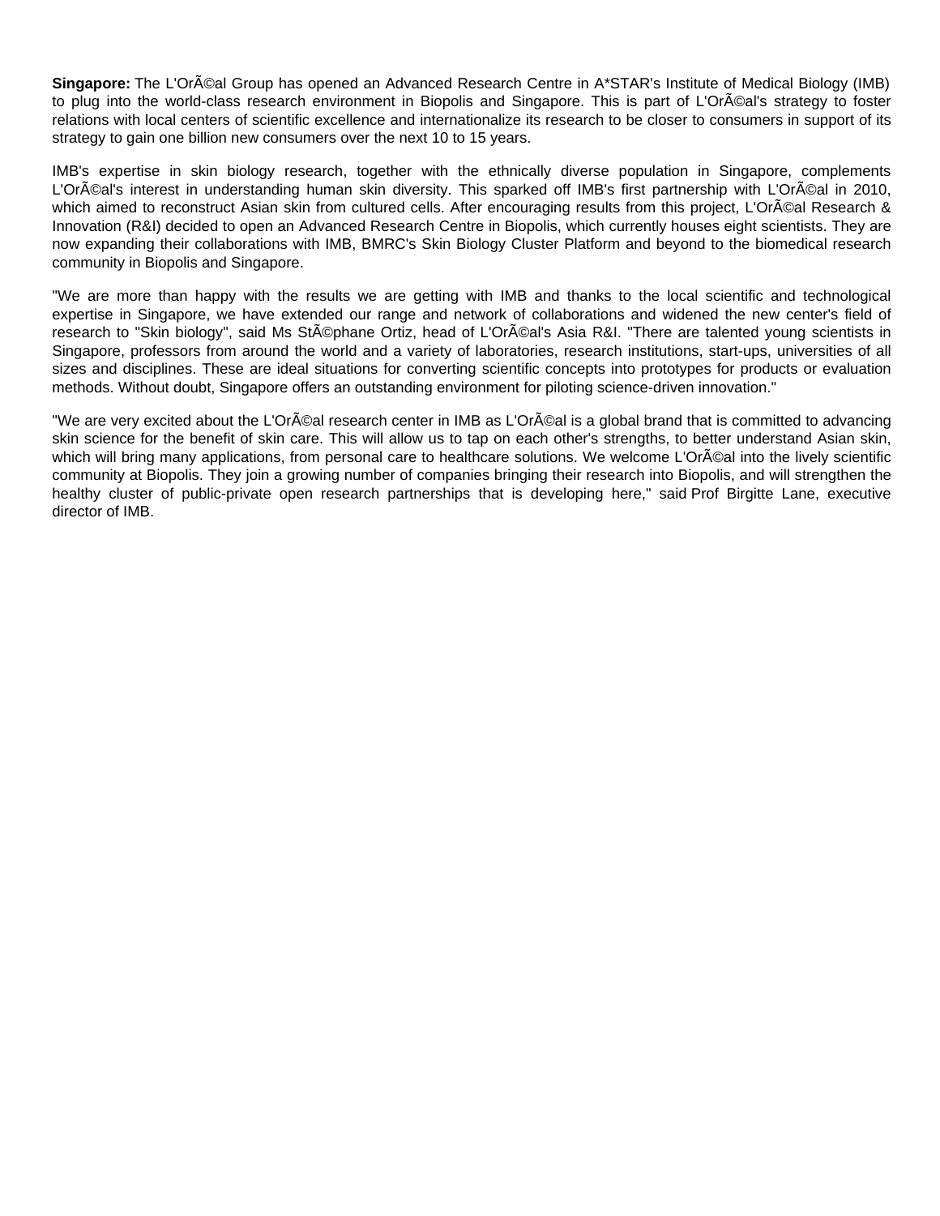**Singapore:** The L'OrÃ©al Group has opened an Advanced Research Centre in A*STAR's Institute of Medical Biology (IMB) to plug into the world-class research environment in Biopolis and Singapore. This is part of L'OrÃ©al's strategy to foster relations with local centers of scientific excellence and internationalize its research to be closer to consumers in support of its strategy to gain one billion new consumers over the next 10 to 15 years.

IMB's expertise in skin biology research, together with the ethnically diverse population in Singapore, complements L'OrÃ©al's interest in understanding human skin diversity. This sparked off IMB's first partnership with L'OrÃ©al in 2010, which aimed to reconstruct Asian skin from cultured cells. After encouraging results from this project, L'OrÃ©al Research & Innovation (R&I) decided to open an Advanced Research Centre in Biopolis, which currently houses eight scientists. They are now expanding their collaborations with IMB, BMRC's Skin Biology Cluster Platform and beyond to the biomedical research community in Biopolis and Singapore.

"We are more than happy with the results we are getting with IMB and thanks to the local scientific and technological expertise in Singapore, we have extended our range and network of collaborations and widened the new center's field of research to "Skin biology", said Ms StÃ©phane Ortiz, head of L'OrÃ©al's Asia R&I. "There are talented young scientists in Singapore, professors from around the world and a variety of laboratories, research institutions, start-ups, universities of all sizes and disciplines. These are ideal situations for converting scientific concepts into prototypes for products or evaluation methods. Without doubt, Singapore offers an outstanding environment for piloting science-driven innovation."

"We are very excited about the L'OrÃ©al research center in IMB as L'OrÃ©al is a global brand that is committed to advancing skin science for the benefit of skin care. This will allow us to tap on each other's strengths, to better understand Asian skin, which will bring many applications, from personal care to healthcare solutions. We welcome L'OrÃ©al into the lively scientific community at Biopolis. They join a growing number of companies bringing their research into Biopolis, and will strengthen the healthy cluster of public-private open research partnerships that is developing here," said Prof Birgitte Lane, executive director of IMB.